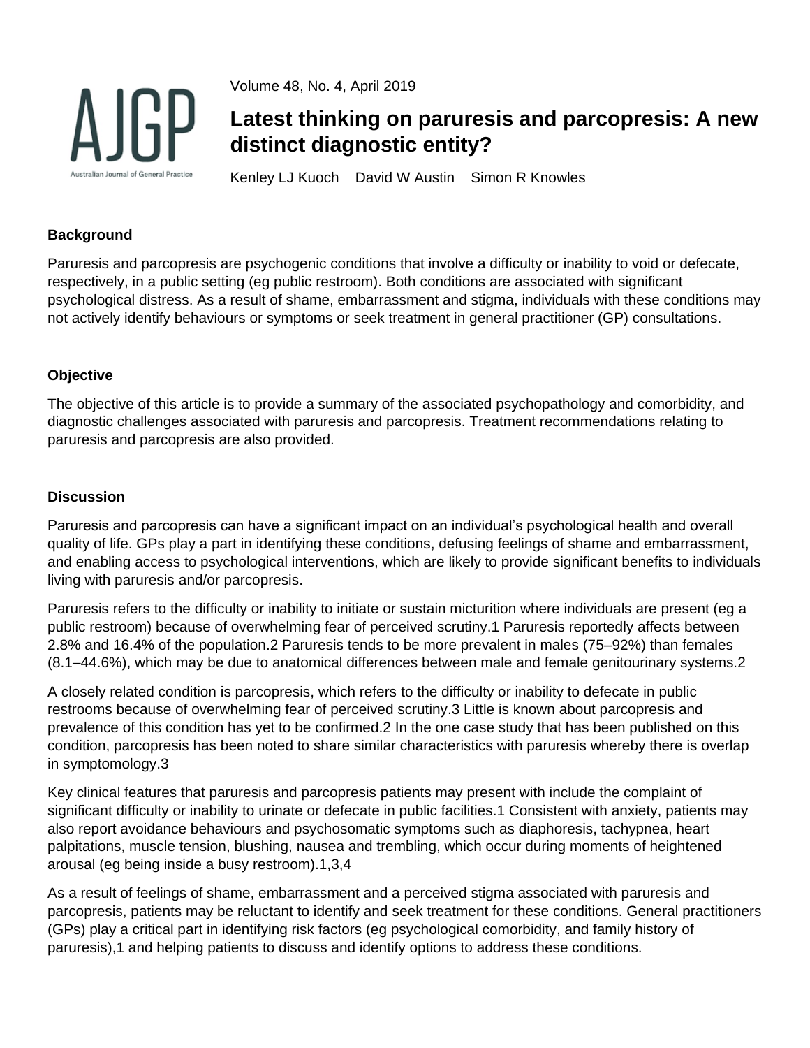Volume 48, No. 4, April 2019

# Latest thinking on paruresis and parcopresis: A new distinct diagnostic entity?

Kenley LJ Kuoch    David W Austin    Simon R Knowles

### Background

Paruresis and parcopresis are psychogenic conditions that involve a difficulty or inability to void or defecate, respectively, in a public setting (eg public restroom). Both conditions are associated with significant psychological distress. As a result of shame, embarrassment and stigma, individuals with these conditions may not actively identify behaviours or symptoms or seek treatment in general practitioner (GP) consultations.

### Objective

The objective of this article is to provide a summary of the associated psychopathology and comorbidity, and diagnostic challenges associated with paruresis and parcopresis. Treatment recommendations relating to paruresis and parcopresis are also provided.

### Discussion

Paruresis and parcopresis can have a significant impact on an individual's psychological health and overall quality of life. GPs play a part in identifying these conditions, defusing feelings of shame and embarrassment, and enabling access to psychological interventions, which are likely to provide significant benefits to individuals living with paruresis and/or parcopresis.

Paruresis refers to the difficulty or inability to initiate or sustain micturition where individuals are present (eg a public restroom) because of overwhelming fear of perceived scrutiny.[1] Paruresis reportedly affects between 2.8% and 16.4% of the population.[2] Paruresis tends to be more prevalent in males (75–92%) than females (8.1–44.6%), which may be due to anatomical differences between male and female genitourinary systems.[2]

A closely related condition is parcopresis, which refers to the difficulty or inability to defecate in public restrooms because of overwhelming fear of perceived scrutiny.[3] Little is known about parcopresis and prevalence of this condition has yet to be confirmed.[2] In the one case study that has been published on this condition, parcopresis has been noted to share similar characteristics with paruresis whereby there is overlap in symptomology.[3]

Key clinical features that paruresis and parcopresis patients may present with include the complaint of significant difficulty or inability to urinate or defecate in public facilities.[1] Consistent with anxiety, patients may also report avoidance behaviours and psychosomatic symptoms such as diaphoresis, tachypnea, heart palpitations, muscle tension, blushing, nausea and trembling, which occur during moments of heightened arousal (eg being inside a busy restroom).[1,3,4]

As a result of feelings of shame, embarrassment and a perceived stigma associated with paruresis and parcopresis, patients may be reluctant to identify and seek treatment for these conditions. General practitioners (GPs) play a critical part in identifying risk factors (eg psychological comorbidity, and family history of paruresis),[1] and helping patients to discuss and identify options to address these conditions.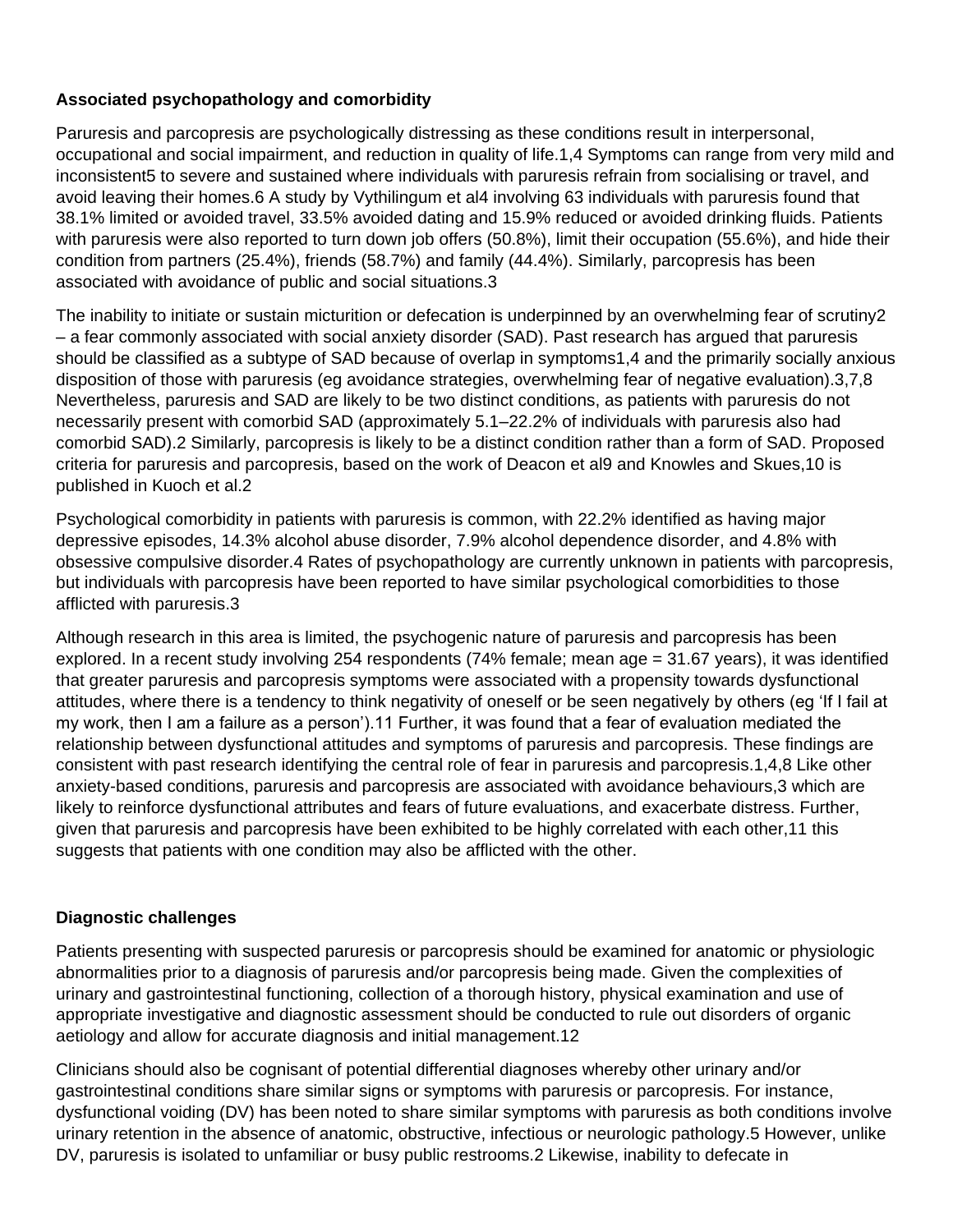## Associated psychopathology and comorbidity

Paruresis and parcopresis are psychologically distressing as these conditions result in interpersonal, occupational and social impairment, and reduction in quality of life.[1,4] Symptoms can range from very mild and inconsistent[5] to severe and sustained where individuals with paruresis refrain from socialising or travel, and avoid leaving their homes.[6] A study by Vythilingum et al[4] involving 63 individuals with paruresis found that 38.1% limited or avoided travel, 33.5% avoided dating and 15.9% reduced or avoided drinking fluids. Patients with paruresis were also reported to turn down job offers (50.8%), limit their occupation (55.6%), and hide their condition from partners (25.4%), friends (58.7%) and family (44.4%). Similarly, parcopresis has been associated with avoidance of public and social situations.[3]

The inability to initiate or sustain micturition or defecation is underpinned by an overwhelming fear of scrutiny[2] – a fear commonly associated with social anxiety disorder (SAD). Past research has argued that paruresis should be classified as a subtype of SAD because of overlap in symptoms[1,4] and the primarily socially anxious disposition of those with paruresis (eg avoidance strategies, overwhelming fear of negative evaluation).[3,7,8] Nevertheless, paruresis and SAD are likely to be two distinct conditions, as patients with paruresis do not necessarily present with comorbid SAD (approximately 5.1–22.2% of individuals with paruresis also had comorbid SAD).[2] Similarly, parcopresis is likely to be a distinct condition rather than a form of SAD. Proposed criteria for paruresis and parcopresis, based on the work of Deacon et al[9] and Knowles and Skues,[10] is published in Kuoch et al.[2]

Psychological comorbidity in patients with paruresis is common, with 22.2% identified as having major depressive episodes, 14.3% alcohol abuse disorder, 7.9% alcohol dependence disorder, and 4.8% with obsessive compulsive disorder.[4] Rates of psychopathology are currently unknown in patients with parcopresis, but individuals with parcopresis have been reported to have similar psychological comorbidities to those afflicted with paruresis.[3]

Although research in this area is limited, the psychogenic nature of paruresis and parcopresis has been explored. In a recent study involving 254 respondents (74% female; mean age = 31.67 years), it was identified that greater paruresis and parcopresis symptoms were associated with a propensity towards dysfunctional attitudes, where there is a tendency to think negativity of oneself or be seen negatively by others (eg 'If I fail at my work, then I am a failure as a person').[11] Further, it was found that a fear of evaluation mediated the relationship between dysfunctional attitudes and symptoms of paruresis and parcopresis. These findings are consistent with past research identifying the central role of fear in paruresis and parcopresis.[1,4,8] Like other anxiety-based conditions, paruresis and parcopresis are associated with avoidance behaviours,[3] which are likely to reinforce dysfunctional attributes and fears of future evaluations, and exacerbate distress. Further, given that paruresis and parcopresis have been exhibited to be highly correlated with each other,[11] this suggests that patients with one condition may also be afflicted with the other.

## Diagnostic challenges

Patients presenting with suspected paruresis or parcopresis should be examined for anatomic or physiologic abnormalities prior to a diagnosis of paruresis and/or parcopresis being made. Given the complexities of urinary and gastrointestinal functioning, collection of a thorough history, physical examination and use of appropriate investigative and diagnostic assessment should be conducted to rule out disorders of organic aetiology and allow for accurate diagnosis and initial management.[12]

Clinicians should also be cognisant of potential differential diagnoses whereby other urinary and/or gastrointestinal conditions share similar signs or symptoms with paruresis or parcopresis. For instance, dysfunctional voiding (DV) has been noted to share similar symptoms with paruresis as both conditions involve urinary retention in the absence of anatomic, obstructive, infectious or neurologic pathology.[5] However, unlike DV, paruresis is isolated to unfamiliar or busy public restrooms.[2] Likewise, inability to defecate in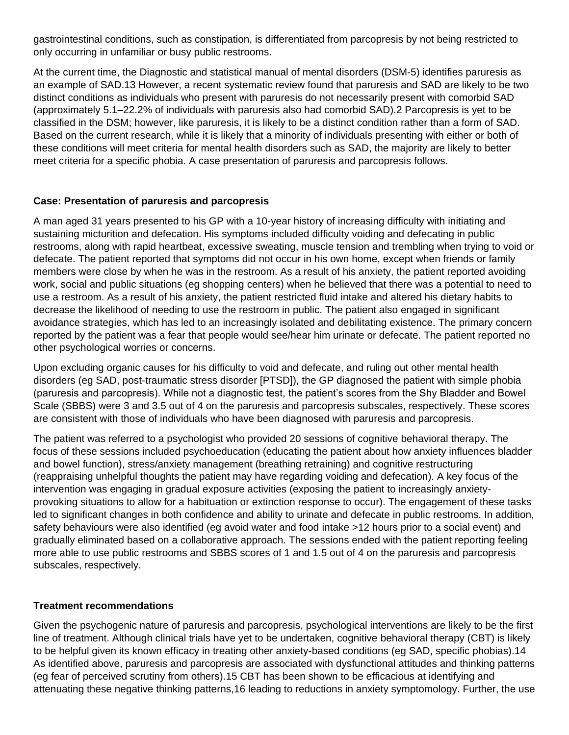gastrointestinal conditions, such as constipation, is differentiated from parcopresis by not being restricted to only occurring in unfamiliar or busy public restrooms.

At the current time, the Diagnostic and statistical manual of mental disorders (DSM-5) identifies paruresis as an example of SAD.[13] However, a recent systematic review found that paruresis and SAD are likely to be two distinct conditions as individuals who present with paruresis do not necessarily present with comorbid SAD (approximately 5.1–22.2% of individuals with paruresis also had comorbid SAD).[2] Parcopresis is yet to be classified in the DSM; however, like paruresis, it is likely to be a distinct condition rather than a form of SAD. Based on the current research, while it is likely that a minority of individuals presenting with either or both of these conditions will meet criteria for mental health disorders such as SAD, the majority are likely to better meet criteria for a specific phobia. A case presentation of paruresis and parcopresis follows.

## Case: Presentation of paruresis and parcopresis

A man aged 31 years presented to his GP with a 10-year history of increasing difficulty with initiating and sustaining micturition and defecation. His symptoms included difficulty voiding and defecating in public restrooms, along with rapid heartbeat, excessive sweating, muscle tension and trembling when trying to void or defecate. The patient reported that symptoms did not occur in his own home, except when friends or family members were close by when he was in the restroom. As a result of his anxiety, the patient reported avoiding work, social and public situations (eg shopping centers) when he believed that there was a potential to need to use a restroom. As a result of his anxiety, the patient restricted fluid intake and altered his dietary habits to decrease the likelihood of needing to use the restroom in public. The patient also engaged in significant avoidance strategies, which has led to an increasingly isolated and debilitating existence. The primary concern reported by the patient was a fear that people would see/hear him urinate or defecate. The patient reported no other psychological worries or concerns.

Upon excluding organic causes for his difficulty to void and defecate, and ruling out other mental health disorders (eg SAD, post-traumatic stress disorder [PTSD]), the GP diagnosed the patient with simple phobia (paruresis and parcopresis). While not a diagnostic test, the patient's scores from the Shy Bladder and Bowel Scale (SBBS) were 3 and 3.5 out of 4 on the paruresis and parcopresis subscales, respectively. These scores are consistent with those of individuals who have been diagnosed with paruresis and parcopresis.

The patient was referred to a psychologist who provided 20 sessions of cognitive behavioral therapy. The focus of these sessions included psychoeducation (educating the patient about how anxiety influences bladder and bowel function), stress/anxiety management (breathing retraining) and cognitive restructuring (reappraising unhelpful thoughts the patient may have regarding voiding and defecation). A key focus of the intervention was engaging in gradual exposure activities (exposing the patient to increasingly anxiety-provoking situations to allow for a habituation or extinction response to occur). The engagement of these tasks led to significant changes in both confidence and ability to urinate and defecate in public restrooms. In addition, safety behaviours were also identified (eg avoid water and food intake >12 hours prior to a social event) and gradually eliminated based on a collaborative approach. The sessions ended with the patient reporting feeling more able to use public restrooms and SBBS scores of 1 and 1.5 out of 4 on the paruresis and parcopresis subscales, respectively.

## Treatment recommendations

Given the psychogenic nature of paruresis and parcopresis, psychological interventions are likely to be the first line of treatment. Although clinical trials have yet to be undertaken, cognitive behavioral therapy (CBT) is likely to be helpful given its known efficacy in treating other anxiety-based conditions (eg SAD, specific phobias).[14] As identified above, paruresis and parcopresis are associated with dysfunctional attitudes and thinking patterns (eg fear of perceived scrutiny from others).[15] CBT has been shown to be efficacious at identifying and attenuating these negative thinking patterns,[16] leading to reductions in anxiety symptomology. Further, the use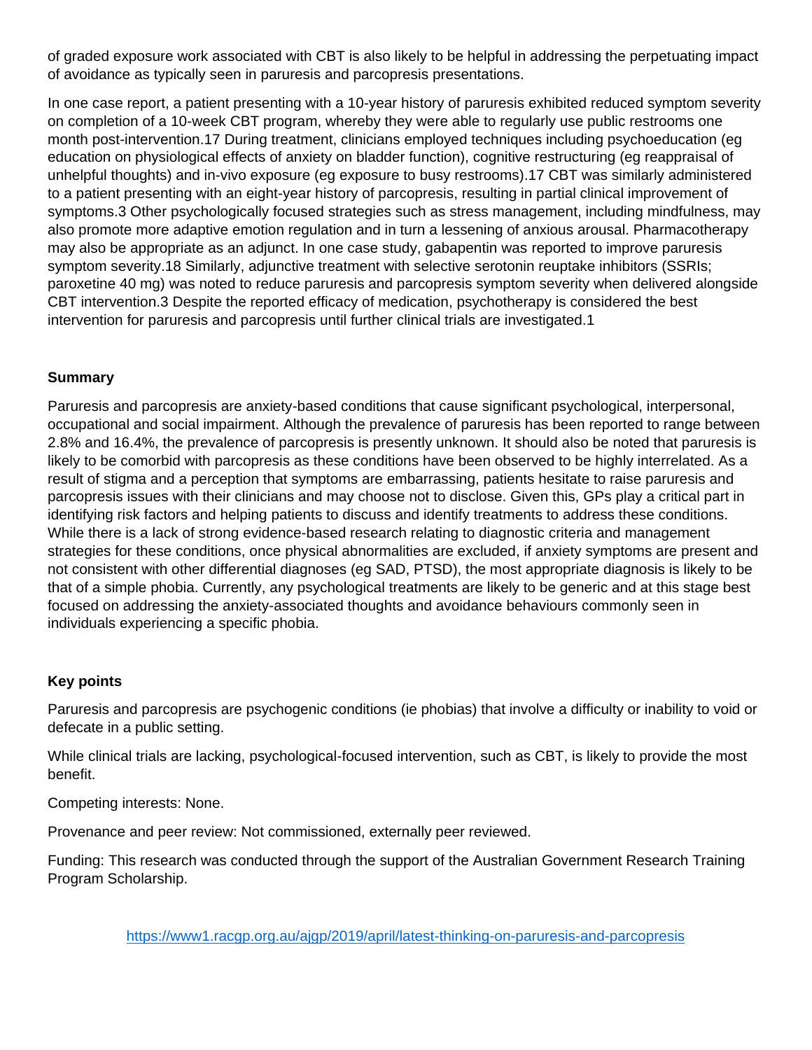of graded exposure work associated with CBT is also likely to be helpful in addressing the perpetuating impact of avoidance as typically seen in paruresis and parcopresis presentations.

In one case report, a patient presenting with a 10-year history of paruresis exhibited reduced symptom severity on completion of a 10-week CBT program, whereby they were able to regularly use public restrooms one month post-intervention.[17] During treatment, clinicians employed techniques including psychoeducation (eg education on physiological effects of anxiety on bladder function), cognitive restructuring (eg reappraisal of unhelpful thoughts) and in-vivo exposure (eg exposure to busy restrooms).[17] CBT was similarly administered to a patient presenting with an eight-year history of parcopresis, resulting in partial clinical improvement of symptoms.[3] Other psychologically focused strategies such as stress management, including mindfulness, may also promote more adaptive emotion regulation and in turn a lessening of anxious arousal. Pharmacotherapy may also be appropriate as an adjunct. In one case study, gabapentin was reported to improve paruresis symptom severity.[18] Similarly, adjunctive treatment with selective serotonin reuptake inhibitors (SSRIs; paroxetine 40 mg) was noted to reduce paruresis and parcopresis symptom severity when delivered alongside CBT intervention.[3] Despite the reported efficacy of medication, psychotherapy is considered the best intervention for paruresis and parcopresis until further clinical trials are investigated.[1]

## Summary

Paruresis and parcopresis are anxiety-based conditions that cause significant psychological, interpersonal, occupational and social impairment. Although the prevalence of paruresis has been reported to range between 2.8% and 16.4%, the prevalence of parcopresis is presently unknown. It should also be noted that paruresis is likely to be comorbid with parcopresis as these conditions have been observed to be highly interrelated. As a result of stigma and a perception that symptoms are embarrassing, patients hesitate to raise paruresis and parcopresis issues with their clinicians and may choose not to disclose. Given this, GPs play a critical part in identifying risk factors and helping patients to discuss and identify treatments to address these conditions. While there is a lack of strong evidence-based research relating to diagnostic criteria and management strategies for these conditions, once physical abnormalities are excluded, if anxiety symptoms are present and not consistent with other differential diagnoses (eg SAD, PTSD), the most appropriate diagnosis is likely to be that of a simple phobia. Currently, any psychological treatments are likely to be generic and at this stage best focused on addressing the anxiety-associated thoughts and avoidance behaviours commonly seen in individuals experiencing a specific phobia.

## Key points

Paruresis and parcopresis are psychogenic conditions (ie phobias) that involve a difficulty or inability to void or defecate in a public setting.

While clinical trials are lacking, psychological-focused intervention, such as CBT, is likely to provide the most benefit.

Competing interests: None.

Provenance and peer review: Not commissioned, externally peer reviewed.

Funding: This research was conducted through the support of the Australian Government Research Training Program Scholarship.

https://www1.racgp.org.au/ajgp/2019/april/latest-thinking-on-paruresis-and-parcopresis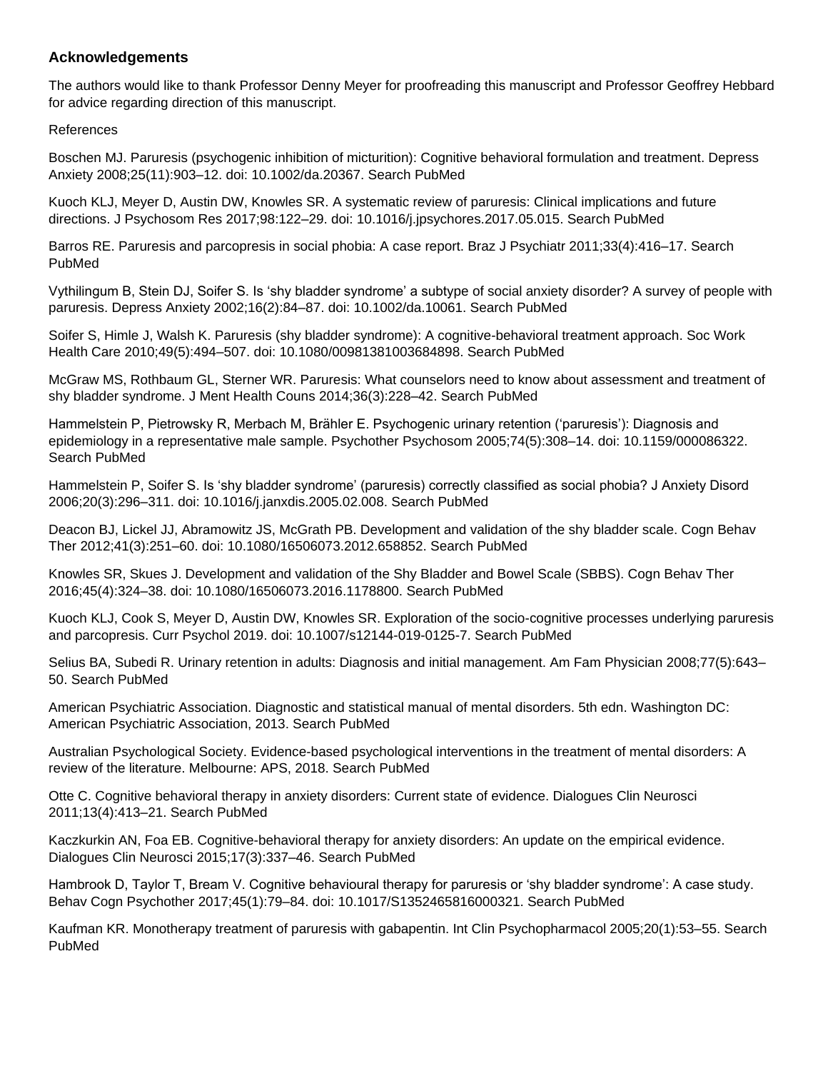## Acknowledgements

The authors would like to thank Professor Denny Meyer for proofreading this manuscript and Professor Geoffrey Hebbard for advice regarding direction of this manuscript.

References

Boschen MJ. Paruresis (psychogenic inhibition of micturition): Cognitive behavioral formulation and treatment. Depress Anxiety 2008;25(11):903–12. doi: 10.1002/da.20367. Search PubMed

Kuoch KLJ, Meyer D, Austin DW, Knowles SR. A systematic review of paruresis: Clinical implications and future directions. J Psychosom Res 2017;98:122–29. doi: 10.1016/j.jpsychores.2017.05.015. Search PubMed

Barros RE. Paruresis and parcopresis in social phobia: A case report. Braz J Psychiatr 2011;33(4):416–17. Search PubMed

Vythilingum B, Stein DJ, Soifer S. Is 'shy bladder syndrome' a subtype of social anxiety disorder? A survey of people with paruresis. Depress Anxiety 2002;16(2):84–87. doi: 10.1002/da.10061. Search PubMed

Soifer S, Himle J, Walsh K. Paruresis (shy bladder syndrome): A cognitive-behavioral treatment approach. Soc Work Health Care 2010;49(5):494–507. doi: 10.1080/00981381003684898. Search PubMed

McGraw MS, Rothbaum GL, Sterner WR. Paruresis: What counselors need to know about assessment and treatment of shy bladder syndrome. J Ment Health Couns 2014;36(3):228–42. Search PubMed

Hammelstein P, Pietrowsky R, Merbach M, Brähler E. Psychogenic urinary retention ('paruresis'): Diagnosis and epidemiology in a representative male sample. Psychother Psychosom 2005;74(5):308–14. doi: 10.1159/000086322. Search PubMed

Hammelstein P, Soifer S. Is 'shy bladder syndrome' (paruresis) correctly classified as social phobia? J Anxiety Disord 2006;20(3):296–311. doi: 10.1016/j.janxdis.2005.02.008. Search PubMed

Deacon BJ, Lickel JJ, Abramowitz JS, McGrath PB. Development and validation of the shy bladder scale. Cogn Behav Ther 2012;41(3):251–60. doi: 10.1080/16506073.2012.658852. Search PubMed

Knowles SR, Skues J. Development and validation of the Shy Bladder and Bowel Scale (SBBS). Cogn Behav Ther 2016;45(4):324–38. doi: 10.1080/16506073.2016.1178800. Search PubMed

Kuoch KLJ, Cook S, Meyer D, Austin DW, Knowles SR. Exploration of the socio-cognitive processes underlying paruresis and parcopresis. Curr Psychol 2019. doi: 10.1007/s12144-019-0125-7. Search PubMed

Selius BA, Subedi R. Urinary retention in adults: Diagnosis and initial management. Am Fam Physician 2008;77(5):643–50. Search PubMed

American Psychiatric Association. Diagnostic and statistical manual of mental disorders. 5th edn. Washington DC: American Psychiatric Association, 2013. Search PubMed

Australian Psychological Society. Evidence-based psychological interventions in the treatment of mental disorders: A review of the literature. Melbourne: APS, 2018. Search PubMed

Otte C. Cognitive behavioral therapy in anxiety disorders: Current state of evidence. Dialogues Clin Neurosci 2011;13(4):413–21. Search PubMed

Kaczkurkin AN, Foa EB. Cognitive-behavioral therapy for anxiety disorders: An update on the empirical evidence. Dialogues Clin Neurosci 2015;17(3):337–46. Search PubMed

Hambrook D, Taylor T, Bream V. Cognitive behavioural therapy for paruresis or 'shy bladder syndrome': A case study. Behav Cogn Psychother 2017;45(1):79–84. doi: 10.1017/S1352465816000321. Search PubMed

Kaufman KR. Monotherapy treatment of paruresis with gabapentin. Int Clin Psychopharmacol 2005;20(1):53–55. Search PubMed